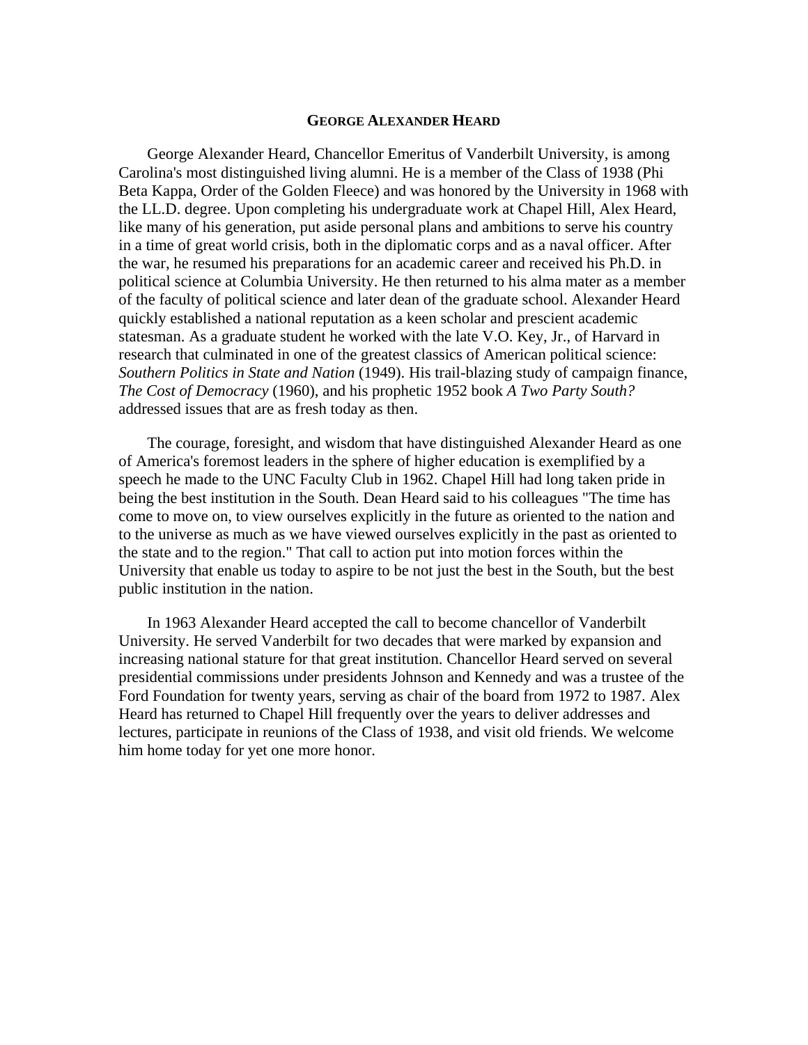# GEORGE ALEXANDER HEARD

George Alexander Heard, Chancellor Emeritus of Vanderbilt University, is among Carolina's most distinguished living alumni. He is a member of the Class of 1938 (Phi Beta Kappa, Order of the Golden Fleece) and was honored by the University in 1968 with the LL.D. degree. Upon completing his undergraduate work at Chapel Hill, Alex Heard, like many of his generation, put aside personal plans and ambitions to serve his country in a time of great world crisis, both in the diplomatic corps and as a naval officer. After the war, he resumed his preparations for an academic career and received his Ph.D. in political science at Columbia University. He then returned to his alma mater as a member of the faculty of political science and later dean of the graduate school. Alexander Heard quickly established a national reputation as a keen scholar and prescient academic statesman. As a graduate student he worked with the late V.O. Key, Jr., of Harvard in research that culminated in one of the greatest classics of American political science: *Southern Politics in State and Nation* (1949). His trail-blazing study of campaign finance, *The Cost of Democracy* (1960), and his prophetic 1952 book *A Two Party South?* addressed issues that are as fresh today as then.

The courage, foresight, and wisdom that have distinguished Alexander Heard as one of America's foremost leaders in the sphere of higher education is exemplified by a speech he made to the UNC Faculty Club in 1962. Chapel Hill had long taken pride in being the best institution in the South. Dean Heard said to his colleagues "The time has come to move on, to view ourselves explicitly in the future as oriented to the nation and to the universe as much as we have viewed ourselves explicitly in the past as oriented to the state and to the region." That call to action put into motion forces within the University that enable us today to aspire to be not just the best in the South, but the best public institution in the nation.

In 1963 Alexander Heard accepted the call to become chancellor of Vanderbilt University. He served Vanderbilt for two decades that were marked by expansion and increasing national stature for that great institution. Chancellor Heard served on several presidential commissions under presidents Johnson and Kennedy and was a trustee of the Ford Foundation for twenty years, serving as chair of the board from 1972 to 1987. Alex Heard has returned to Chapel Hill frequently over the years to deliver addresses and lectures, participate in reunions of the Class of 1938, and visit old friends. We welcome him home today for yet one more honor.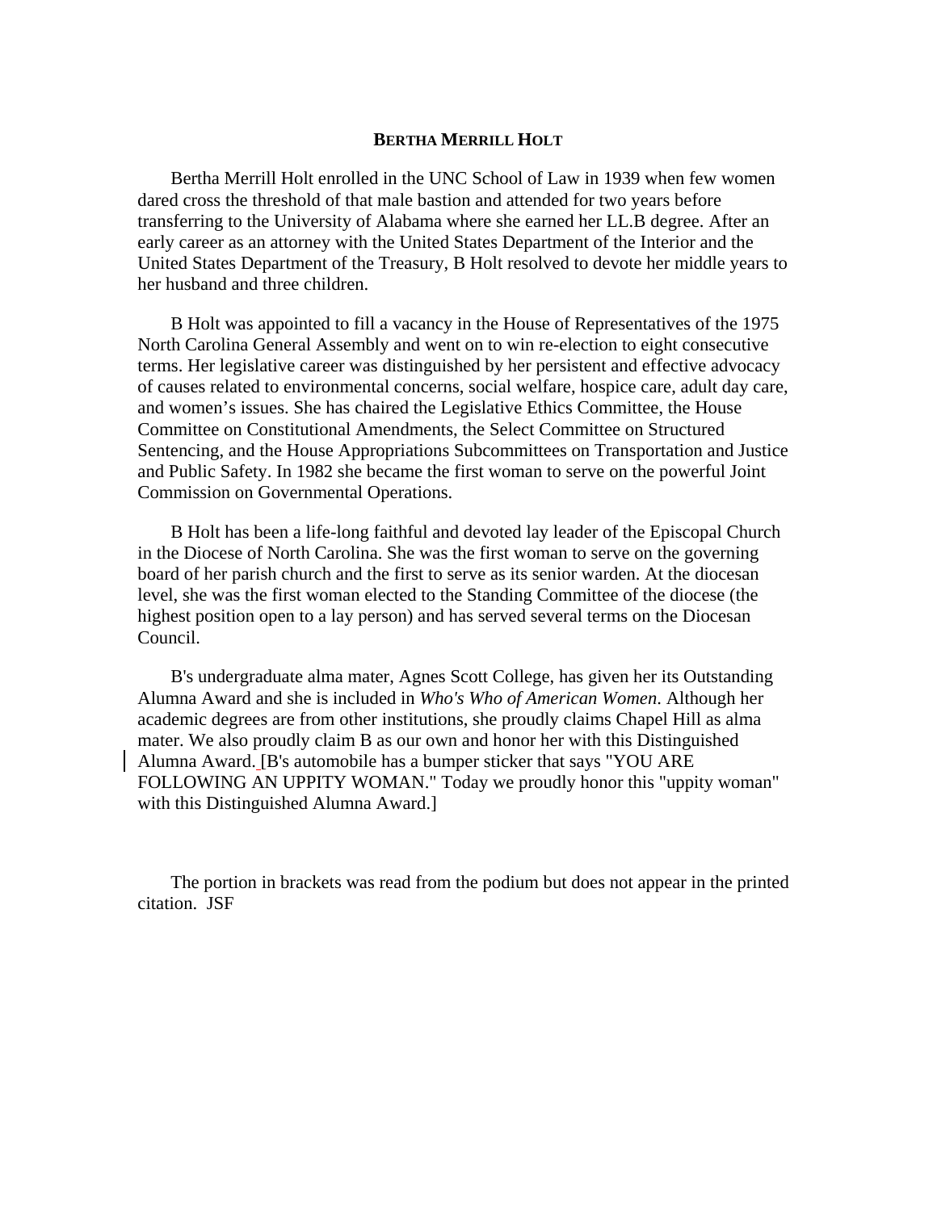# BERTHA MERRILL HOLT

Bertha Merrill Holt enrolled in the UNC School of Law in 1939 when few women dared cross the threshold of that male bastion and attended for two years before transferring to the University of Alabama where she earned her LL.B degree. After an early career as an attorney with the United States Department of the Interior and the United States Department of the Treasury, B Holt resolved to devote her middle years to her husband and three children.

B Holt was appointed to fill a vacancy in the House of Representatives of the 1975 North Carolina General Assembly and went on to win re-election to eight consecutive terms. Her legislative career was distinguished by her persistent and effective advocacy of causes related to environmental concerns, social welfare, hospice care, adult day care, and women's issues. She has chaired the Legislative Ethics Committee, the House Committee on Constitutional Amendments, the Select Committee on Structured Sentencing, and the House Appropriations Subcommittees on Transportation and Justice and Public Safety. In 1982 she became the first woman to serve on the powerful Joint Commission on Governmental Operations.

B Holt has been a life-long faithful and devoted lay leader of the Episcopal Church in the Diocese of North Carolina. She was the first woman to serve on the governing board of her parish church and the first to serve as its senior warden. At the diocesan level, she was the first woman elected to the Standing Committee of the diocese (the highest position open to a lay person) and has served several terms on the Diocesan Council.

B's undergraduate alma mater, Agnes Scott College, has given her its Outstanding Alumna Award and she is included in *Who's Who of American Women*. Although her academic degrees are from other institutions, she proudly claims Chapel Hill as alma mater. We also proudly claim B as our own and honor her with this Distinguished Alumna Award. [B's automobile has a bumper sticker that says "YOU ARE FOLLOWING AN UPPITY WOMAN." Today we proudly honor this "uppity woman" with this Distinguished Alumna Award.]

The portion in brackets was read from the podium but does not appear in the printed citation. JSF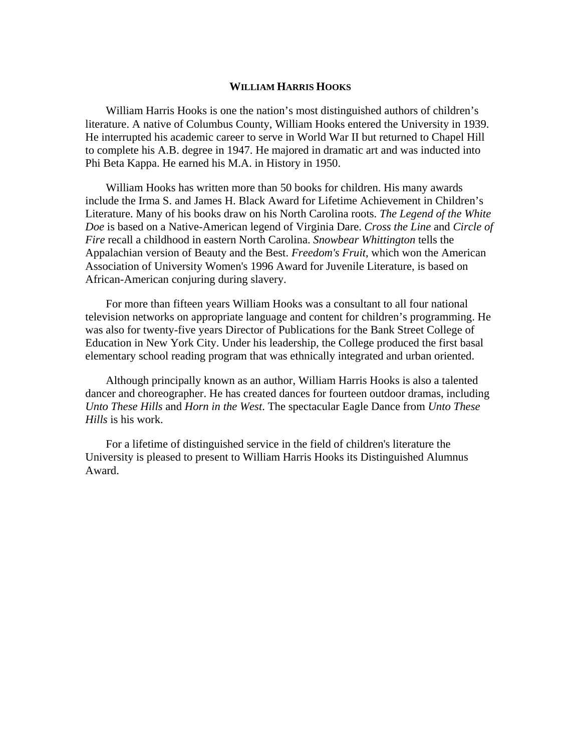## William Harris Hooks

William Harris Hooks is one the nation's most distinguished authors of children's literature. A native of Columbus County, William Hooks entered the University in 1939. He interrupted his academic career to serve in World War II but returned to Chapel Hill to complete his A.B. degree in 1947. He majored in dramatic art and was inducted into Phi Beta Kappa. He earned his M.A. in History in 1950.

William Hooks has written more than 50 books for children. His many awards include the Irma S. and James H. Black Award for Lifetime Achievement in Children's Literature. Many of his books draw on his North Carolina roots. *The Legend of the White Doe* is based on a Native-American legend of Virginia Dare. *Cross the Line* and *Circle of Fire* recall a childhood in eastern North Carolina. *Snowbear Whittington* tells the Appalachian version of Beauty and the Best. *Freedom's Fruit*, which won the American Association of University Women's 1996 Award for Juvenile Literature, is based on African-American conjuring during slavery.

For more than fifteen years William Hooks was a consultant to all four national television networks on appropriate language and content for children's programming. He was also for twenty-five years Director of Publications for the Bank Street College of Education in New York City. Under his leadership, the College produced the first basal elementary school reading program that was ethnically integrated and urban oriented.

Although principally known as an author, William Harris Hooks is also a talented dancer and choreographer. He has created dances for fourteen outdoor dramas, including *Unto These Hills* and *Horn in the West*. The spectacular Eagle Dance from *Unto These Hills* is his work.

For a lifetime of distinguished service in the field of children's literature the University is pleased to present to William Harris Hooks its Distinguished Alumnus Award.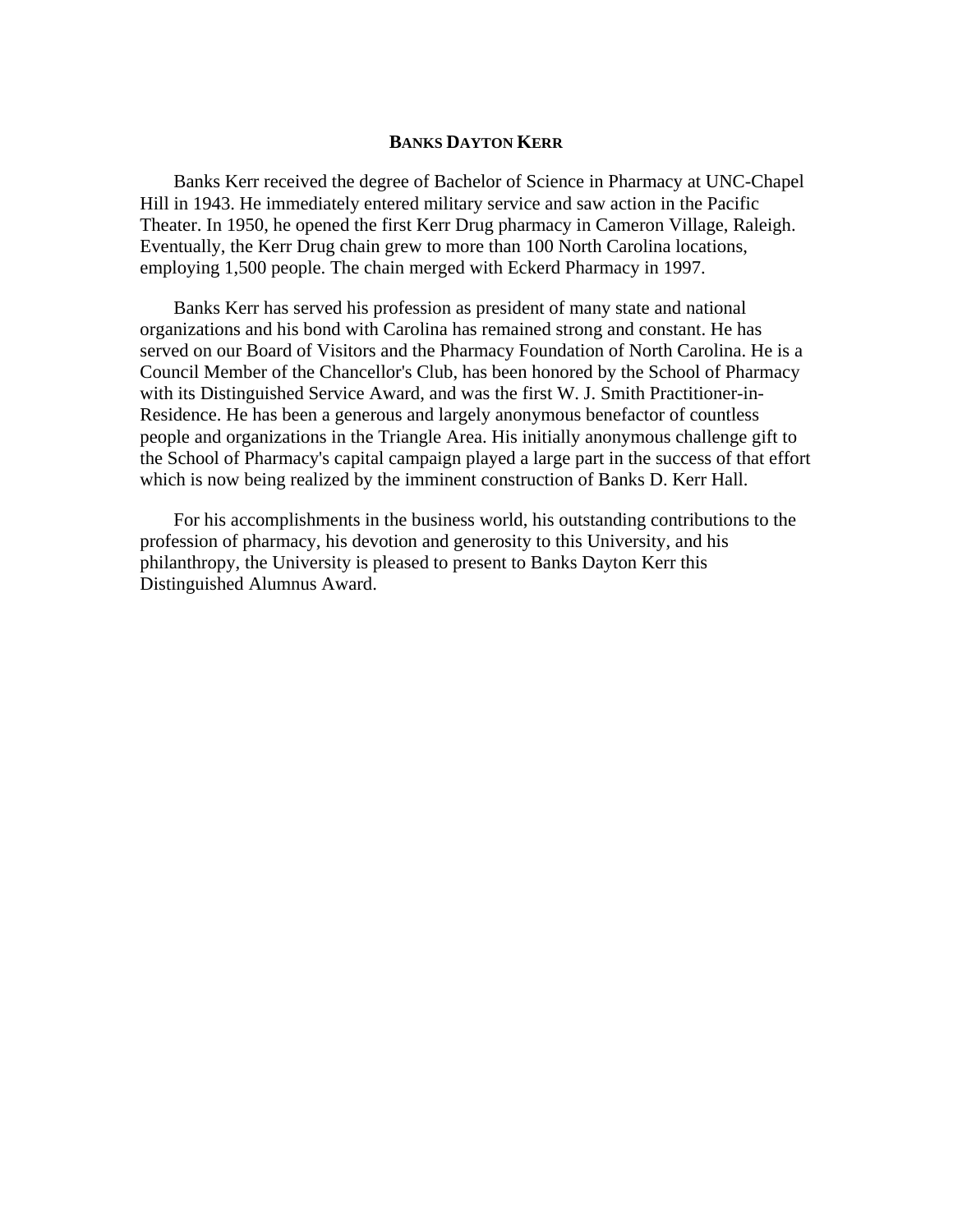**BANKS DAYTON KERR**

Banks Kerr received the degree of Bachelor of Science in Pharmacy at UNC-Chapel Hill in 1943. He immediately entered military service and saw action in the Pacific Theater. In 1950, he opened the first Kerr Drug pharmacy in Cameron Village, Raleigh. Eventually, the Kerr Drug chain grew to more than 100 North Carolina locations, employing 1,500 people. The chain merged with Eckerd Pharmacy in 1997.

Banks Kerr has served his profession as president of many state and national organizations and his bond with Carolina has remained strong and constant. He has served on our Board of Visitors and the Pharmacy Foundation of North Carolina. He is a Council Member of the Chancellor's Club, has been honored by the School of Pharmacy with its Distinguished Service Award, and was the first W. J. Smith Practitioner-in-Residence. He has been a generous and largely anonymous benefactor of countless people and organizations in the Triangle Area. His initially anonymous challenge gift to the School of Pharmacy's capital campaign played a large part in the success of that effort which is now being realized by the imminent construction of Banks D. Kerr Hall.

For his accomplishments in the business world, his outstanding contributions to the profession of pharmacy, his devotion and generosity to this University, and his philanthropy, the University is pleased to present to Banks Dayton Kerr this Distinguished Alumnus Award.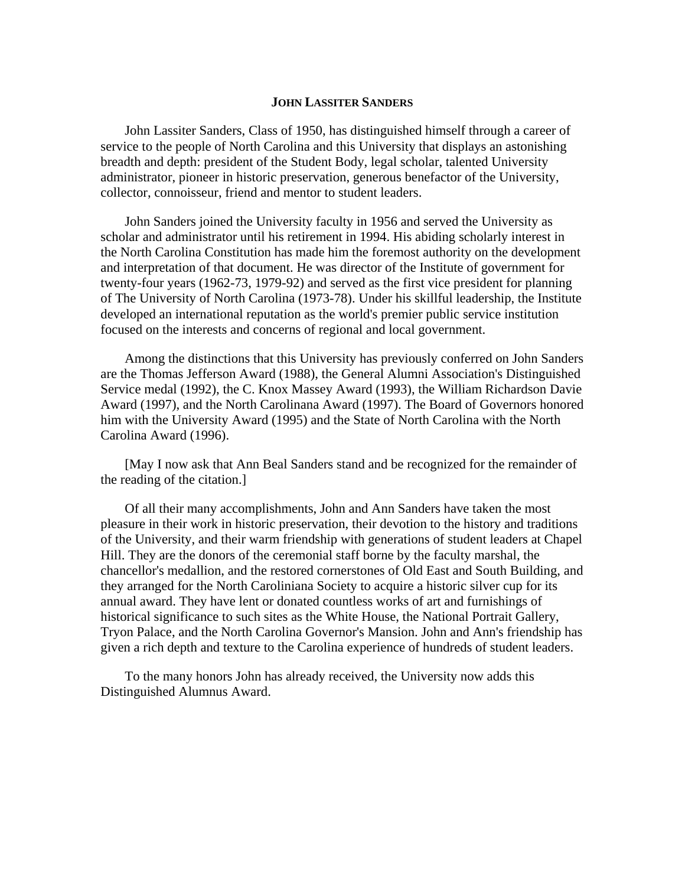# JOHN LASSITER SANDERS

John Lassiter Sanders, Class of 1950, has distinguished himself through a career of service to the people of North Carolina and this University that displays an astonishing breadth and depth: president of the Student Body, legal scholar, talented University administrator, pioneer in historic preservation, generous benefactor of the University, collector, connoisseur, friend and mentor to student leaders.

John Sanders joined the University faculty in 1956 and served the University as scholar and administrator until his retirement in 1994. His abiding scholarly interest in the North Carolina Constitution has made him the foremost authority on the development and interpretation of that document. He was director of the Institute of government for twenty-four years (1962-73, 1979-92) and served as the first vice president for planning of The University of North Carolina (1973-78). Under his skillful leadership, the Institute developed an international reputation as the world's premier public service institution focused on the interests and concerns of regional and local government.

Among the distinctions that this University has previously conferred on John Sanders are the Thomas Jefferson Award (1988), the General Alumni Association's Distinguished Service medal (1992), the C. Knox Massey Award (1993), the William Richardson Davie Award (1997), and the North Carolinana Award (1997). The Board of Governors honored him with the University Award (1995) and the State of North Carolina with the North Carolina Award (1996).

[May I now ask that Ann Beal Sanders stand and be recognized for the remainder of the reading of the citation.]

Of all their many accomplishments, John and Ann Sanders have taken the most pleasure in their work in historic preservation, their devotion to the history and traditions of the University, and their warm friendship with generations of student leaders at Chapel Hill. They are the donors of the ceremonial staff borne by the faculty marshal, the chancellor's medallion, and the restored cornerstones of Old East and South Building, and they arranged for the North Caroliniana Society to acquire a historic silver cup for its annual award. They have lent or donated countless works of art and furnishings of historical significance to such sites as the White House, the National Portrait Gallery, Tryon Palace, and the North Carolina Governor's Mansion. John and Ann's friendship has given a rich depth and texture to the Carolina experience of hundreds of student leaders.

To the many honors John has already received, the University now adds this Distinguished Alumnus Award.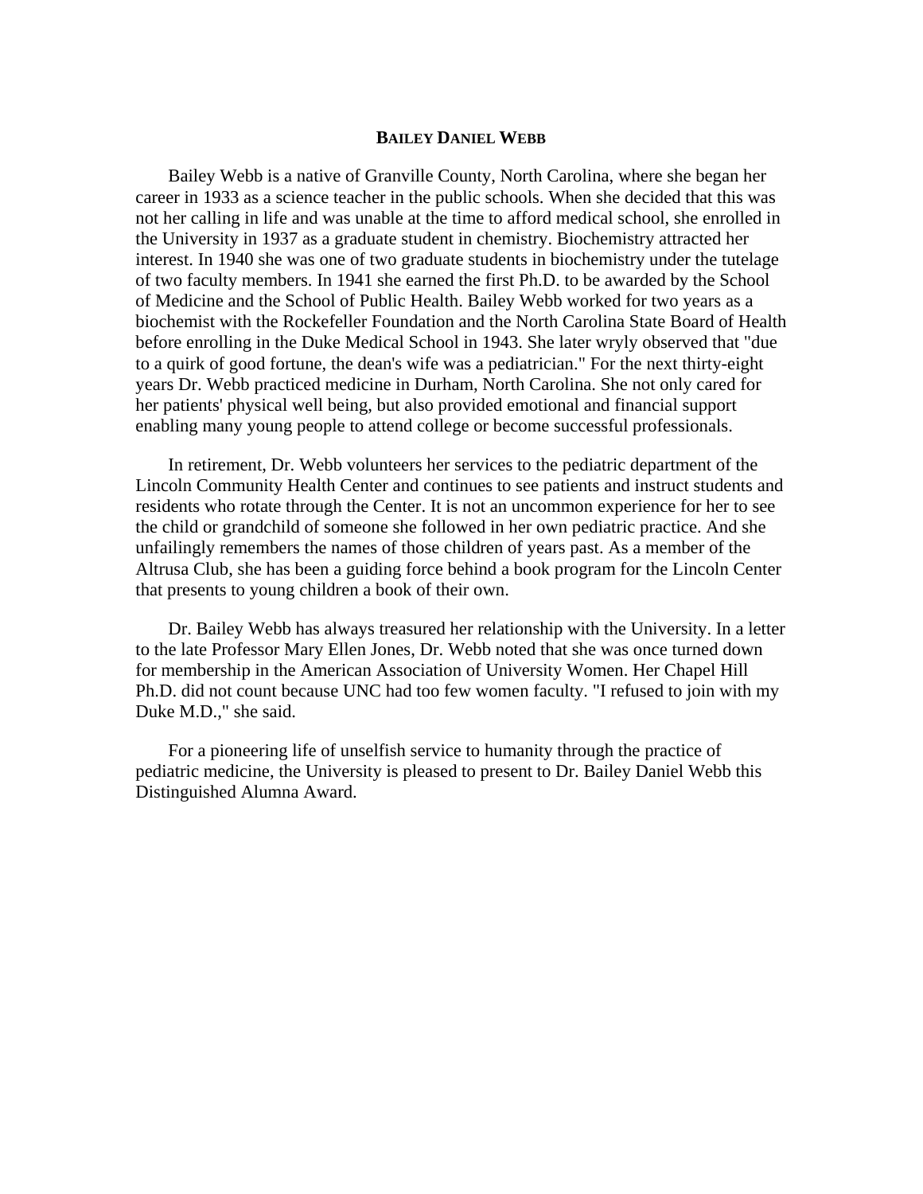## BAILEY DANIEL WEBB

Bailey Webb is a native of Granville County, North Carolina, where she began her career in 1933 as a science teacher in the public schools. When she decided that this was not her calling in life and was unable at the time to afford medical school, she enrolled in the University in 1937 as a graduate student in chemistry. Biochemistry attracted her interest. In 1940 she was one of two graduate students in biochemistry under the tutelage of two faculty members. In 1941 she earned the first Ph.D. to be awarded by the School of Medicine and the School of Public Health. Bailey Webb worked for two years as a biochemist with the Rockefeller Foundation and the North Carolina State Board of Health before enrolling in the Duke Medical School in 1943. She later wryly observed that "due to a quirk of good fortune, the dean's wife was a pediatrician." For the next thirty-eight years Dr. Webb practiced medicine in Durham, North Carolina. She not only cared for her patients' physical well being, but also provided emotional and financial support enabling many young people to attend college or become successful professionals.

In retirement, Dr. Webb volunteers her services to the pediatric department of the Lincoln Community Health Center and continues to see patients and instruct students and residents who rotate through the Center. It is not an uncommon experience for her to see the child or grandchild of someone she followed in her own pediatric practice. And she unfailingly remembers the names of those children of years past. As a member of the Altrusa Club, she has been a guiding force behind a book program for the Lincoln Center that presents to young children a book of their own.

Dr. Bailey Webb has always treasured her relationship with the University. In a letter to the late Professor Mary Ellen Jones, Dr. Webb noted that she was once turned down for membership in the American Association of University Women. Her Chapel Hill Ph.D. did not count because UNC had too few women faculty. "I refused to join with my Duke M.D.," she said.

For a pioneering life of unselfish service to humanity through the practice of pediatric medicine, the University is pleased to present to Dr. Bailey Daniel Webb this Distinguished Alumna Award.